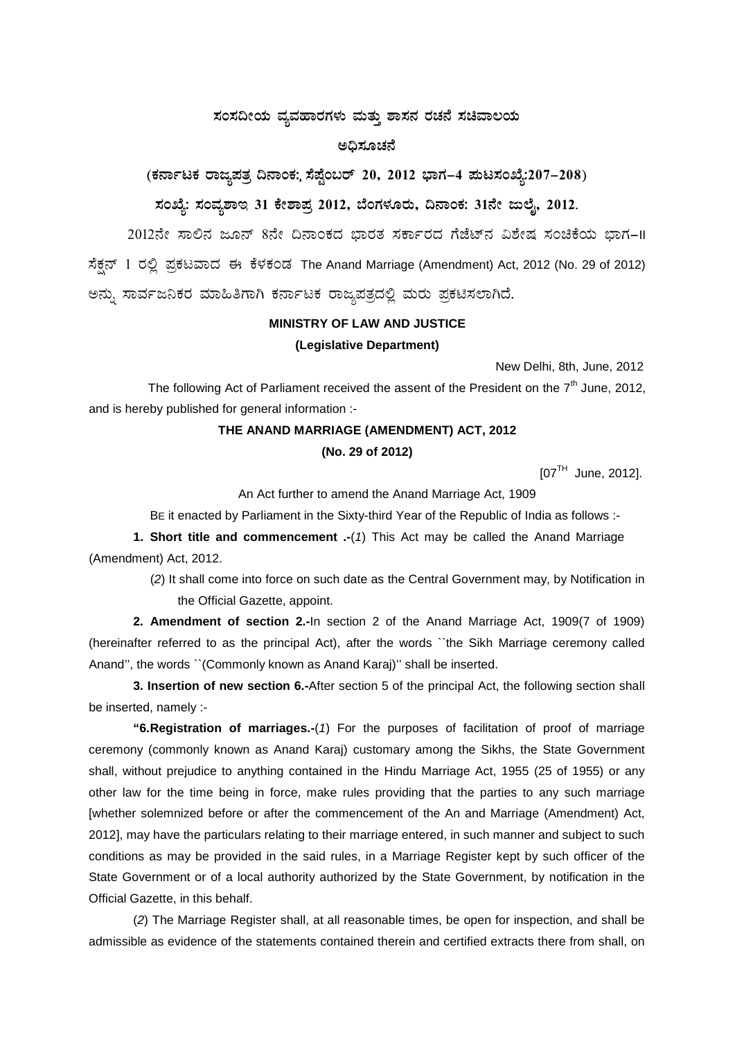# ಸಂಸದೀಯ ವ್ಯವಹಾರಗಳು ಮತ್ತು ಶಾಸನ ರಚನೆ ಸಚಿವಾಲಯ

## ಅಧಿಸೂಚನೆ

**(ಕರ್ನಾಟಕ ರಾಜ್ಯಪತ್ರ ದಿನಾಂಕ: ಸೆಪ್ಟೆಂಬರ್ 20, 2012 ಭಾಗ–4 ಪುಟಸಂಖ್ಯೆ:207–208)**

**ಸಂಖ್ಯೆ: ಸಂವ್ಯಶಾಇ 31 ಕೇಶಾಪ್ರ 2012, ಬೆಂಗಳೂರು, ದಿನಾಂಕ: 31ನೇ ಜುಲೈ, 2012.**

2012ನೇ ಸಾಲಿನ ಜೂನ್ 8ನೇ ದಿನಾಂಕದ ಭಾರತ ಸರ್ಕಾರದ ಗೆಜೆಟ್‌ನ ವಿಶೇಷ ಸಂಚಿಕೆಯ ಭಾಗ–II ಸೆಕ್ಷನ್ 1 ರಲ್ಲಿ ಪ್ರಕಟವಾದ ಈ ಕೆಳಕಂಡ The Anand Marriage (Amendment) Act, 2012 (No. 29 of 2012) ಅನ್ನು ಸಾರ್ವಜನಿಕರ ಮಾಹಿತಿಗಾಗಿ ಕರ್ನಾಟಕ ರಾಜ್ಯಪತ್ರದಲ್ಲಿ ಮರು ಪ್ರಕಟಿಸಲಾಗಿದೆ.

**MINISTRY OF LAW AND JUSTICE**

**(Legislative Department)**

New Delhi, 8th, June, 2012

The following Act of Parliament received the assent of the President on the 7th June, 2012, and is hereby published for general information :-

**THE ANAND MARRIAGE (AMENDMENT) ACT, 2012**

**(No. 29 of 2012)**

[07TH June, 2012].

An Act further to amend the Anand Marriage Act, 1909

BE it enacted by Parliament in the Sixty-third Year of the Republic of India as follows :-

**1. Short title and commencement .-**(*1*) This Act may be called the Anand Marriage (Amendment) Act, 2012.

(*2*) It shall come into force on such date as the Central Government may, by Notification in the Official Gazette, appoint.

**2. Amendment of section 2.-**In section 2 of the Anand Marriage Act, 1909(7 of 1909) (hereinafter referred to as the principal Act), after the words ``the Sikh Marriage ceremony called Anand'', the words ``(Commonly known as Anand Karaj)'' shall be inserted.

**3. Insertion of new section 6.-**After section 5 of the principal Act, the following section shall be inserted, namely :-

**"6.Registration of marriages.-**(*1*) For the purposes of facilitation of proof of marriage ceremony (commonly known as Anand Karaj) customary among the Sikhs, the State Government shall, without prejudice to anything contained in the Hindu Marriage Act, 1955 (25 of 1955) or any other law for the time being in force, make rules providing that the parties to any such marriage [whether solemnized before or after the commencement of the An and Marriage (Amendment) Act, 2012], may have the particulars relating to their marriage entered, in such manner and subject to such conditions as may be provided in the said rules, in a Marriage Register kept by such officer of the State Government or of a local authority authorized by the State Government, by notification in the Official Gazette, in this behalf.

(*2*) The Marriage Register shall, at all reasonable times, be open for inspection, and shall be admissible as evidence of the statements contained therein and certified extracts there from shall, on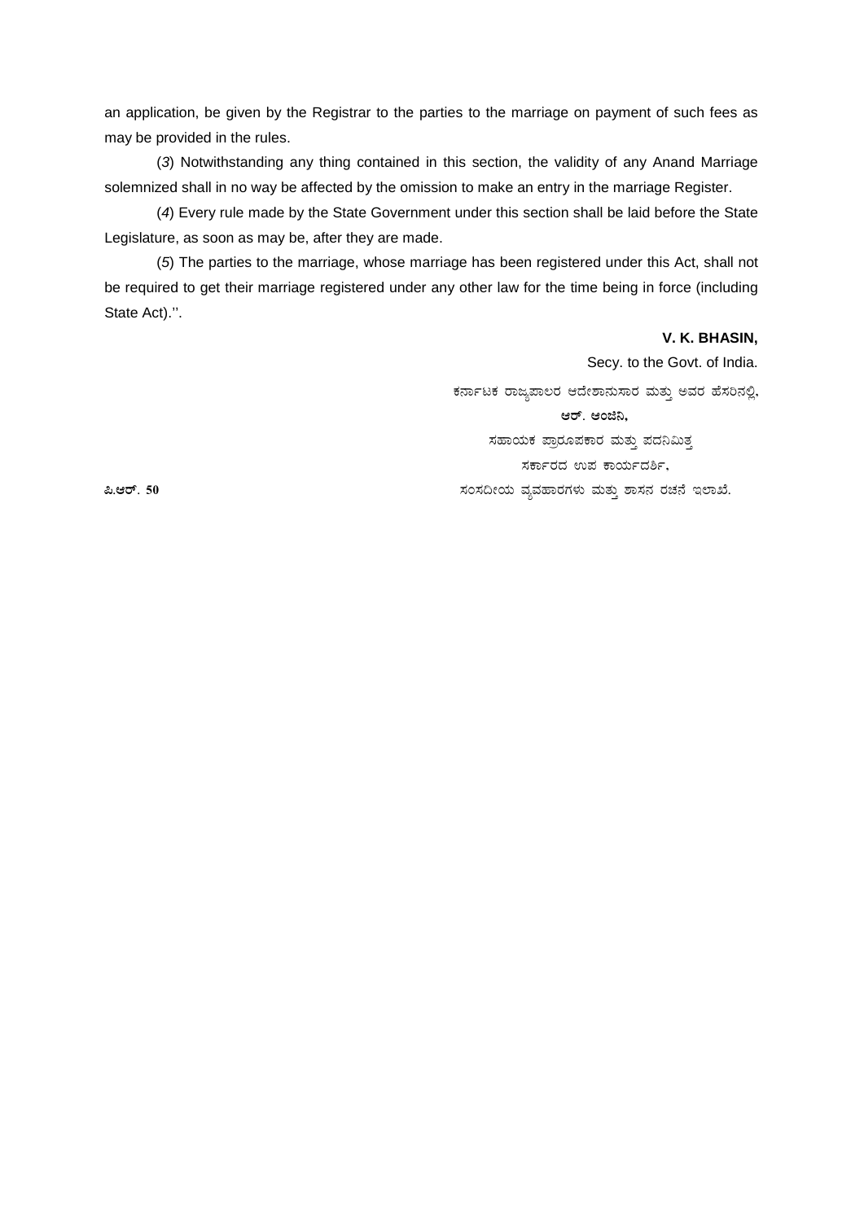an application, be given by the Registrar to the parties to the marriage on payment of such fees as may be provided in the rules.

(*3*) Notwithstanding any thing contained in this section, the validity of any Anand Marriage solemnized shall in no way be affected by the omission to make an entry in the marriage Register.

(*4*) Every rule made by the State Government under this section shall be laid before the State Legislature, as soon as may be, after they are made.

(*5*) The parties to the marriage, whose marriage has been registered under this Act, shall not be required to get their marriage registered under any other law for the time being in force (including State Act).''.

**V. K. BHASIN,**

Secy. to the Govt. of India.

ಕರ್ನಾಟಕ ರಾಜ್ಯಪಾಲರ ಆದೇಶಾನುಸಾರ ಮತ್ತು ಅವರ ಹೆಸರಿನಲ್ಲಿ,

**ಆರ್. ಆಂಜಿನಿ,**

ಸಹಾಯಕ ಪ್ರಾರೂಪಕಾರ ಮತ್ತು ಪದನಿಮಿತ್ತ

ಸರ್ಕಾರದ ಉಪ ಕಾರ್ಯದರ್ಶಿ,

ಸಂಸದೀಯ ವ್ಯವಹಾರಗಳು ಮತ್ತು ಶಾಸನ ರಚನೆ ಇಲಾಖೆ.

**ಪಿ.ಆರ್. 50**